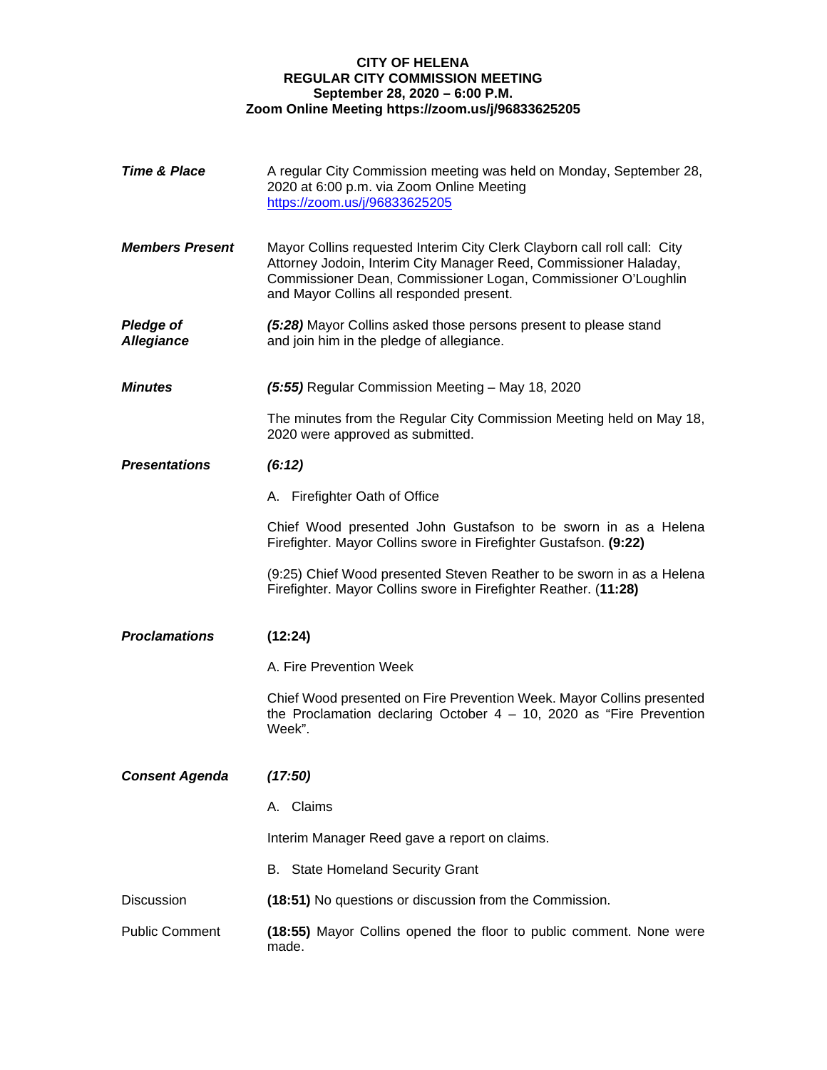**CITY OF HELENA**
**REGULAR CITY COMMISSION MEETING**
**September 28, 2020 – 6:00 P.M.**
**Zoom Online Meeting https://zoom.us/j/96833625205**

***Time & Place*** A regular City Commission meeting was held on Monday, September 28, 2020 at 6:00 p.m. via Zoom Online Meeting https://zoom.us/j/96833625205

***Members Present*** Mayor Collins requested Interim City Clerk Clayborn call roll call: City Attorney Jodoin, Interim City Manager Reed, Commissioner Haladay, Commissioner Dean, Commissioner Logan, Commissioner O'Loughlin and Mayor Collins all responded present.

***Pledge of Allegiance*** ***(5:28)*** Mayor Collins asked those persons present to please stand and join him in the pledge of allegiance.

***Minutes*** ***(5:55)*** Regular Commission Meeting – May 18, 2020

The minutes from the Regular City Commission Meeting held on May 18, 2020 were approved as submitted.

***Presentations*** ***(6:12)***

A. Firefighter Oath of Office

Chief Wood presented John Gustafson to be sworn in as a Helena Firefighter. Mayor Collins swore in Firefighter Gustafson. **(9:22)**

(9:25) Chief Wood presented Steven Reather to be sworn in as a Helena Firefighter. Mayor Collins swore in Firefighter Reather. (**11:28)**

***Proclamations*** **(12:24)**

A. Fire Prevention Week

Chief Wood presented on Fire Prevention Week. Mayor Collins presented the Proclamation declaring October 4 – 10, 2020 as "Fire Prevention Week".

***Consent Agenda*** ***(17:50)***

A. Claims

Interim Manager Reed gave a report on claims.

B. State Homeland Security Grant

Discussion **(18:51)** No questions or discussion from the Commission.

Public Comment **(18:55)** Mayor Collins opened the floor to public comment. None were made.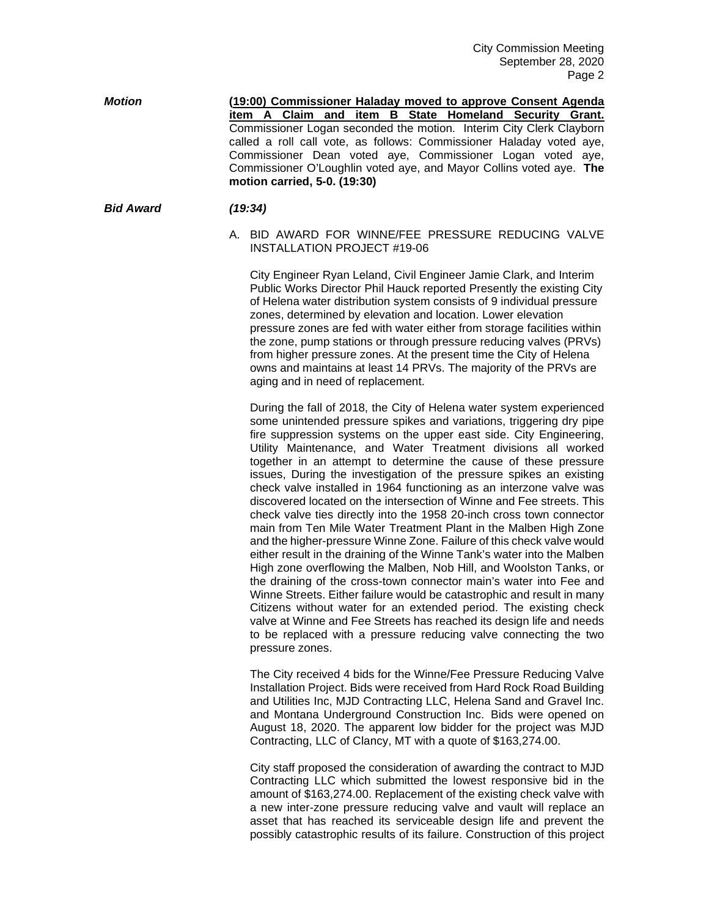***Motion*** **<u>(19:00) Commissioner Haladay moved to approve Consent Agenda item A Claim and item B State Homeland Security Grant.</u>** Commissioner Logan seconded the motion. Interim City Clerk Clayborn called a roll call vote, as follows: Commissioner Haladay voted aye, Commissioner Dean voted aye, Commissioner Logan voted aye, Commissioner O'Loughlin voted aye, and Mayor Collins voted aye. **The motion carried, 5-0. (19:30)**

***Bid Award*** ***(19:34)***

A. BID AWARD FOR WINNE/FEE PRESSURE REDUCING VALVE INSTALLATION PROJECT #19-06

City Engineer Ryan Leland, Civil Engineer Jamie Clark, and Interim Public Works Director Phil Hauck reported Presently the existing City of Helena water distribution system consists of 9 individual pressure zones, determined by elevation and location. Lower elevation pressure zones are fed with water either from storage facilities within the zone, pump stations or through pressure reducing valves (PRVs) from higher pressure zones. At the present time the City of Helena owns and maintains at least 14 PRVs. The majority of the PRVs are aging and in need of replacement.

During the fall of 2018, the City of Helena water system experienced some unintended pressure spikes and variations, triggering dry pipe fire suppression systems on the upper east side. City Engineering, Utility Maintenance, and Water Treatment divisions all worked together in an attempt to determine the cause of these pressure issues, During the investigation of the pressure spikes an existing check valve installed in 1964 functioning as an interzone valve was discovered located on the intersection of Winne and Fee streets. This check valve ties directly into the 1958 20-inch cross town connector main from Ten Mile Water Treatment Plant in the Malben High Zone and the higher-pressure Winne Zone. Failure of this check valve would either result in the draining of the Winne Tank's water into the Malben High zone overflowing the Malben, Nob Hill, and Woolston Tanks, or the draining of the cross-town connector main's water into Fee and Winne Streets. Either failure would be catastrophic and result in many Citizens without water for an extended period. The existing check valve at Winne and Fee Streets has reached its design life and needs to be replaced with a pressure reducing valve connecting the two pressure zones.

The City received 4 bids for the Winne/Fee Pressure Reducing Valve Installation Project. Bids were received from Hard Rock Road Building and Utilities Inc, MJD Contracting LLC, Helena Sand and Gravel Inc. and Montana Underground Construction Inc. Bids were opened on August 18, 2020. The apparent low bidder for the project was MJD Contracting, LLC of Clancy, MT with a quote of $163,274.00.

City staff proposed the consideration of awarding the contract to MJD Contracting LLC which submitted the lowest responsive bid in the amount of $163,274.00. Replacement of the existing check valve with a new inter-zone pressure reducing valve and vault will replace an asset that has reached its serviceable design life and prevent the possibly catastrophic results of its failure. Construction of this project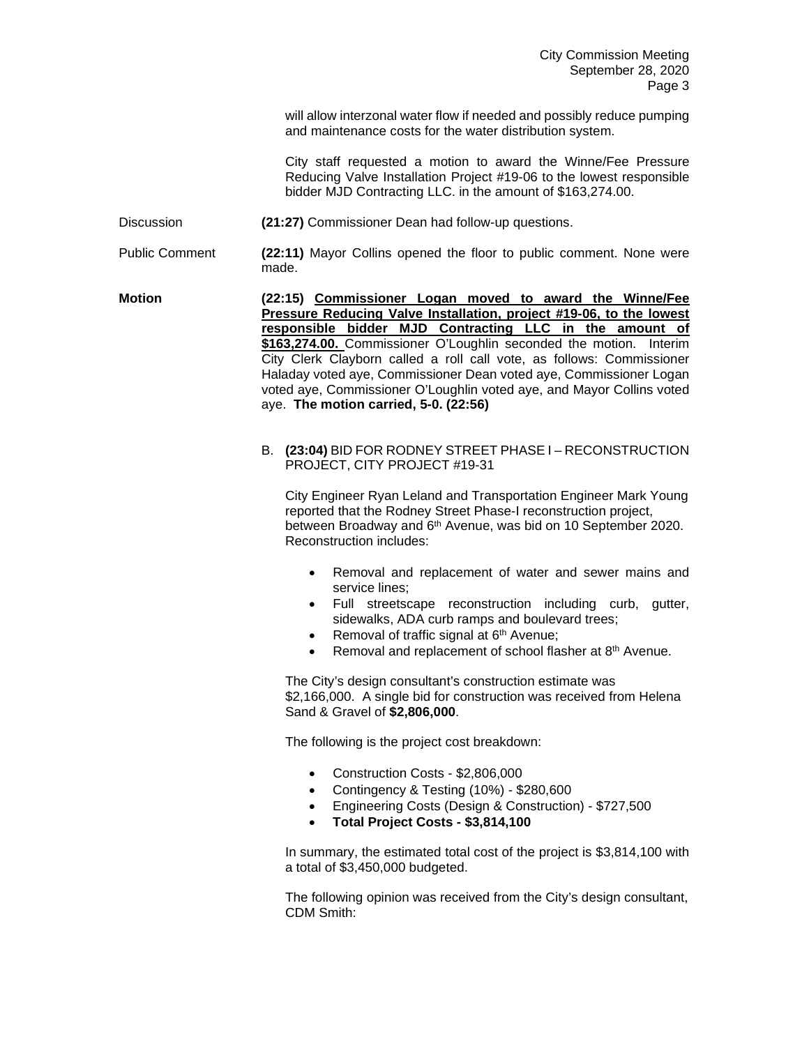will allow interzonal water flow if needed and possibly reduce pumping and maintenance costs for the water distribution system.

City staff requested a motion to award the Winne/Fee Pressure Reducing Valve Installation Project #19-06 to the lowest responsible bidder MJD Contracting LLC. in the amount of $163,274.00.

Discussion **(21:27)** Commissioner Dean had follow-up questions.

Public Comment **(22:11)** Mayor Collins opened the floor to public comment. None were made.

**Motion** **(22:15) Commissioner Logan moved to award the Winne/Fee Pressure Reducing Valve Installation, project #19-06, to the lowest responsible bidder MJD Contracting LLC in the amount of $163,274.00.** Commissioner O'Loughlin seconded the motion. Interim City Clerk Clayborn called a roll call vote, as follows: Commissioner Haladay voted aye, Commissioner Dean voted aye, Commissioner Logan voted aye, Commissioner O'Loughlin voted aye, and Mayor Collins voted aye. **The motion carried, 5-0. (22:56)**

B. **(23:04)** BID FOR RODNEY STREET PHASE I – RECONSTRUCTION PROJECT, CITY PROJECT #19-31

City Engineer Ryan Leland and Transportation Engineer Mark Young reported that the Rodney Street Phase-I reconstruction project, between Broadway and 6th Avenue, was bid on 10 September 2020. Reconstruction includes:

- Removal and replacement of water and sewer mains and service lines;
- Full streetscape reconstruction including curb, gutter, sidewalks, ADA curb ramps and boulevard trees;
- Removal of traffic signal at 6th Avenue;
- Removal and replacement of school flasher at 8th Avenue.

The City's design consultant's construction estimate was $2,166,000. A single bid for construction was received from Helena Sand & Gravel of **$2,806,000**.

The following is the project cost breakdown:

- Construction Costs - $2,806,000
- Contingency & Testing (10%) - $280,600
- Engineering Costs (Design & Construction) - $727,500
- **Total Project Costs - $3,814,100**

In summary, the estimated total cost of the project is $3,814,100 with a total of $3,450,000 budgeted.

The following opinion was received from the City's design consultant, CDM Smith: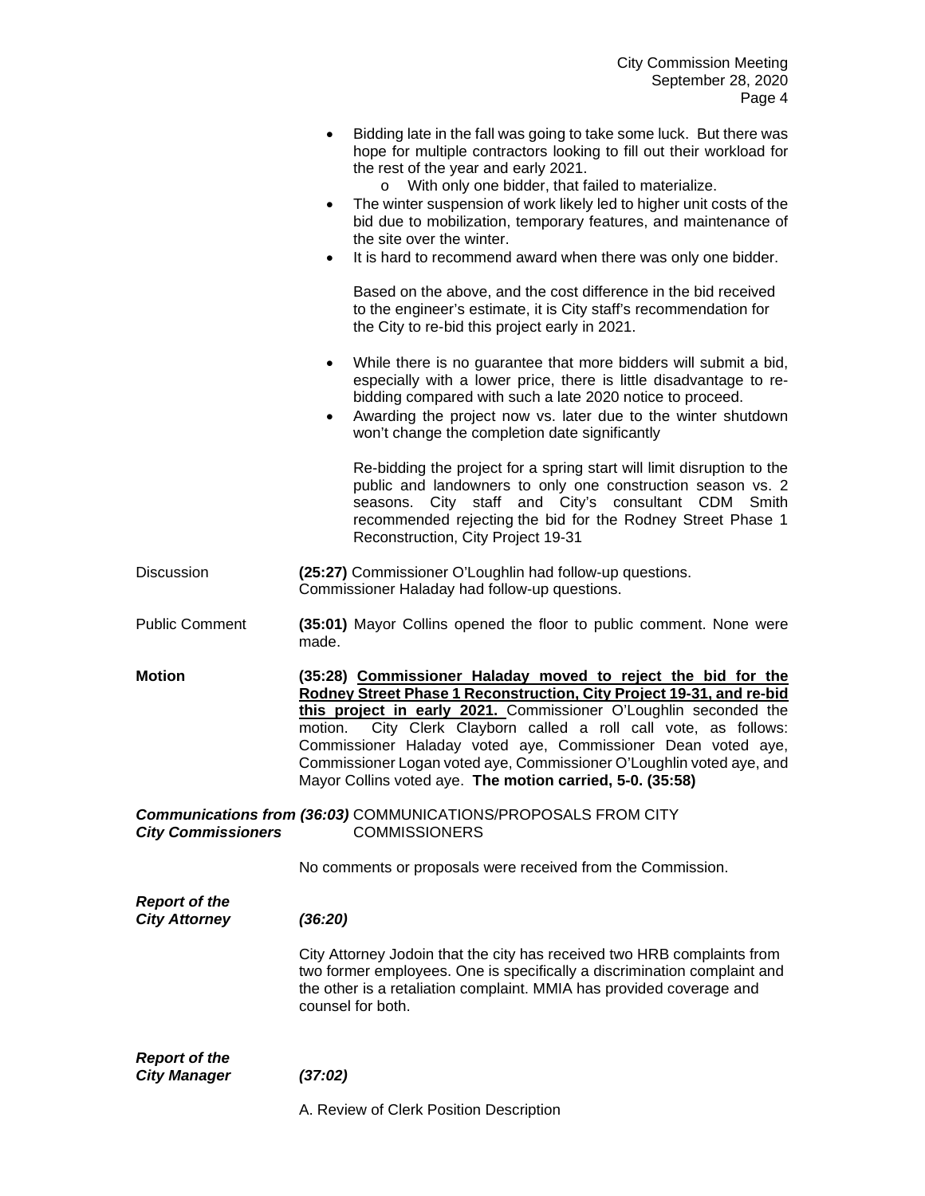- Bidding late in the fall was going to take some luck. But there was hope for multiple contractors looking to fill out their workload for the rest of the year and early 2021.
  - With only one bidder, that failed to materialize.
- The winter suspension of work likely led to higher unit costs of the bid due to mobilization, temporary features, and maintenance of the site over the winter.
- It is hard to recommend award when there was only one bidder.

  Based on the above, and the cost difference in the bid received to the engineer's estimate, it is City staff's recommendation for the City to re-bid this project early in 2021.

- While there is no guarantee that more bidders will submit a bid, especially with a lower price, there is little disadvantage to re-bidding compared with such a late 2020 notice to proceed.
- Awarding the project now vs. later due to the winter shutdown won't change the completion date significantly

  Re-bidding the project for a spring start will limit disruption to the public and landowners to only one construction season vs. 2 seasons. City staff and City's consultant CDM Smith recommended rejecting the bid for the Rodney Street Phase 1 Reconstruction, City Project 19-31

Discussion — **(25:27)** Commissioner O'Loughlin had follow-up questions. Commissioner Haladay had follow-up questions.

Public Comment — **(35:01)** Mayor Collins opened the floor to public comment. None were made.

**Motion** — **(35:28) Commissioner Haladay moved to reject the bid for the Rodney Street Phase 1 Reconstruction, City Project 19-31, and re-bid this project in early 2021.** Commissioner O'Loughlin seconded the motion. City Clerk Clayborn called a roll call vote, as follows: Commissioner Haladay voted aye, Commissioner Dean voted aye, Commissioner Logan voted aye, Commissioner O'Loughlin voted aye, and Mayor Collins voted aye. **The motion carried, 5-0. (35:58)**

***Communications from City Commissioners*** ***(36:03)*** COMMUNICATIONS/PROPOSALS FROM CITY COMMISSIONERS

No comments or proposals were received from the Commission.

***Report of the City Attorney*** ***(36:20)***

City Attorney Jodoin that the city has received two HRB complaints from two former employees. One is specifically a discrimination complaint and the other is a retaliation complaint. MMIA has provided coverage and counsel for both.

***Report of the City Manager*** ***(37:02)***

A. Review of Clerk Position Description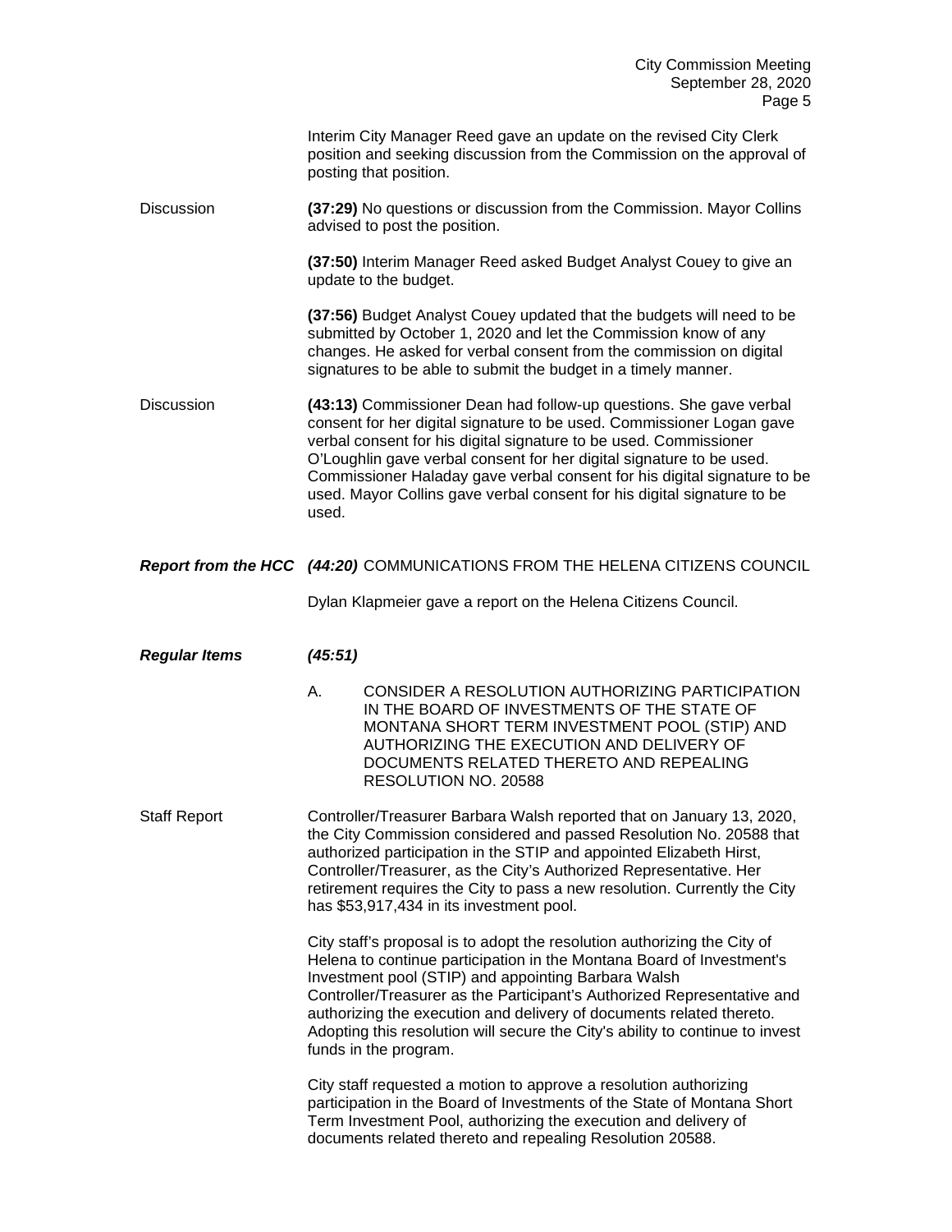Interim City Manager Reed gave an update on the revised City Clerk position and seeking discussion from the Commission on the approval of posting that position.

Discussion

**(37:29)** No questions or discussion from the Commission. Mayor Collins advised to post the position.

**(37:50)** Interim Manager Reed asked Budget Analyst Couey to give an update to the budget.

**(37:56)** Budget Analyst Couey updated that the budgets will need to be submitted by October 1, 2020 and let the Commission know of any changes. He asked for verbal consent from the commission on digital signatures to be able to submit the budget in a timely manner.

Discussion

**(43:13)** Commissioner Dean had follow-up questions. She gave verbal consent for her digital signature to be used. Commissioner Logan gave verbal consent for his digital signature to be used. Commissioner O'Loughlin gave verbal consent for her digital signature to be used. Commissioner Haladay gave verbal consent for his digital signature to be used. Mayor Collins gave verbal consent for his digital signature to be used.

***Report from the HCC*** ***(44:20)*** COMMUNICATIONS FROM THE HELENA CITIZENS COUNCIL

Dylan Klapmeier gave a report on the Helena Citizens Council.

***Regular Items*** ***(45:51)***

A. CONSIDER A RESOLUTION AUTHORIZING PARTICIPATION IN THE BOARD OF INVESTMENTS OF THE STATE OF MONTANA SHORT TERM INVESTMENT POOL (STIP) AND AUTHORIZING THE EXECUTION AND DELIVERY OF DOCUMENTS RELATED THERETO AND REPEALING RESOLUTION NO. 20588

Staff Report

Controller/Treasurer Barbara Walsh reported that on January 13, 2020, the City Commission considered and passed Resolution No. 20588 that authorized participation in the STIP and appointed Elizabeth Hirst, Controller/Treasurer, as the City's Authorized Representative. Her retirement requires the City to pass a new resolution. Currently the City has $53,917,434 in its investment pool.

City staff's proposal is to adopt the resolution authorizing the City of Helena to continue participation in the Montana Board of Investment's Investment pool (STIP) and appointing Barbara Walsh Controller/Treasurer as the Participant's Authorized Representative and authorizing the execution and delivery of documents related thereto. Adopting this resolution will secure the City's ability to continue to invest funds in the program.

City staff requested a motion to approve a resolution authorizing participation in the Board of Investments of the State of Montana Short Term Investment Pool, authorizing the execution and delivery of documents related thereto and repealing Resolution 20588.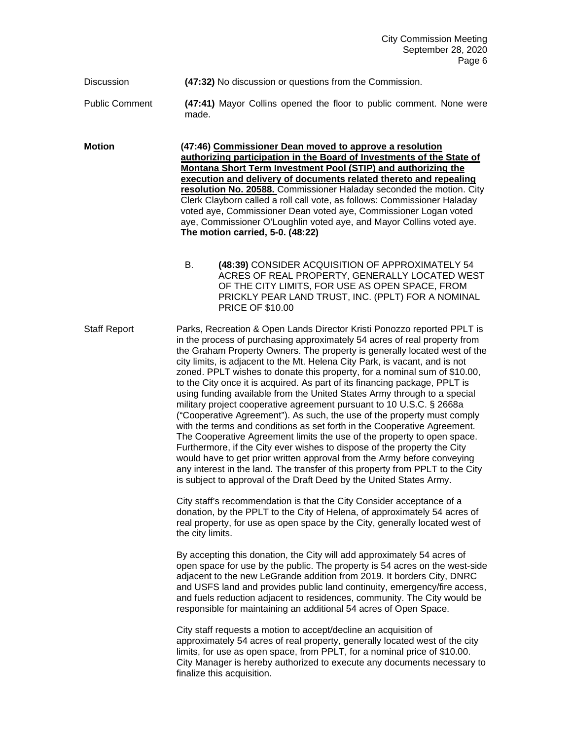Discussion **(47:32)** No discussion or questions from the Commission.

Public Comment **(47:41)** Mayor Collins opened the floor to public comment. None were made.

**Motion** **(47:46) <u>Commissioner Dean moved to approve a resolution authorizing participation in the Board of Investments of the State of Montana Short Term Investment Pool (STIP) and authorizing the execution and delivery of documents related thereto and repealing resolution No. 20588.</u>** Commissioner Haladay seconded the motion. City Clerk Clayborn called a roll call vote, as follows: Commissioner Haladay voted aye, Commissioner Dean voted aye, Commissioner Logan voted aye, Commissioner O'Loughlin voted aye, and Mayor Collins voted aye. **The motion carried, 5-0. (48:22)**

B. **(48:39)** CONSIDER ACQUISITION OF APPROXIMATELY 54 ACRES OF REAL PROPERTY, GENERALLY LOCATED WEST OF THE CITY LIMITS, FOR USE AS OPEN SPACE, FROM PRICKLY PEAR LAND TRUST, INC. (PPLT) FOR A NOMINAL PRICE OF $10.00

Staff Report Parks, Recreation & Open Lands Director Kristi Ponozzo reported PPLT is in the process of purchasing approximately 54 acres of real property from the Graham Property Owners. The property is generally located west of the city limits, is adjacent to the Mt. Helena City Park, is vacant, and is not zoned. PPLT wishes to donate this property, for a nominal sum of $10.00, to the City once it is acquired. As part of its financing package, PPLT is using funding available from the United States Army through to a special military project cooperative agreement pursuant to 10 U.S.C. § 2668a ("Cooperative Agreement"). As such, the use of the property must comply with the terms and conditions as set forth in the Cooperative Agreement. The Cooperative Agreement limits the use of the property to open space. Furthermore, if the City ever wishes to dispose of the property the City would have to get prior written approval from the Army before conveying any interest in the land. The transfer of this property from PPLT to the City is subject to approval of the Draft Deed by the United States Army.

City staff's recommendation is that the City Consider acceptance of a donation, by the PPLT to the City of Helena, of approximately 54 acres of real property, for use as open space by the City, generally located west of the city limits.

By accepting this donation, the City will add approximately 54 acres of open space for use by the public. The property is 54 acres on the west-side adjacent to the new LeGrande addition from 2019. It borders City, DNRC and USFS land and provides public land continuity, emergency/fire access, and fuels reduction adjacent to residences, community. The City would be responsible for maintaining an additional 54 acres of Open Space.

City staff requests a motion to accept/decline an acquisition of approximately 54 acres of real property, generally located west of the city limits, for use as open space, from PPLT, for a nominal price of $10.00. City Manager is hereby authorized to execute any documents necessary to finalize this acquisition.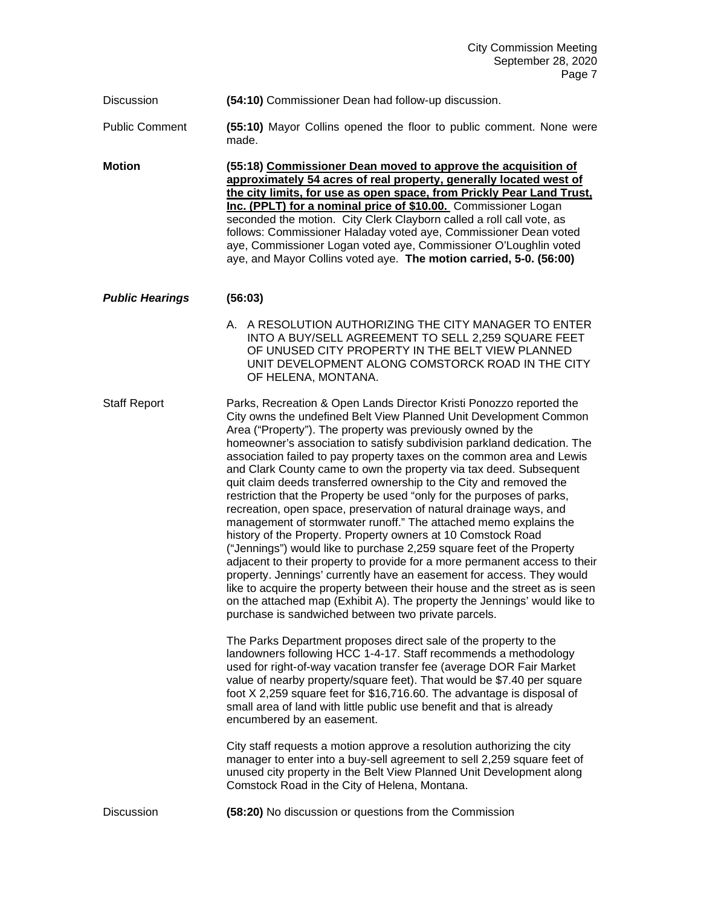Discussion **(54:10)** Commissioner Dean had follow-up discussion.

Public Comment **(55:10)** Mayor Collins opened the floor to public comment. None were made.

**Motion** **(55:18) <u>Commissioner Dean moved to approve the acquisition of approximately 54 acres of real property, generally located west of the city limits, for use as open space, from Prickly Pear Land Trust, Inc. (PPLT) for a nominal price of $10.00.</u>** Commissioner Logan seconded the motion. City Clerk Clayborn called a roll call vote, as follows: Commissioner Haladay voted aye, Commissioner Dean voted aye, Commissioner Logan voted aye, Commissioner O'Loughlin voted aye, and Mayor Collins voted aye. **The motion carried, 5-0. (56:00)**

***Public Hearings*** **(56:03)**

A. A RESOLUTION AUTHORIZING THE CITY MANAGER TO ENTER INTO A BUY/SELL AGREEMENT TO SELL 2,259 SQUARE FEET OF UNUSED CITY PROPERTY IN THE BELT VIEW PLANNED UNIT DEVELOPMENT ALONG COMSTORCK ROAD IN THE CITY OF HELENA, MONTANA.

Staff Report Parks, Recreation & Open Lands Director Kristi Ponozzo reported the City owns the undefined Belt View Planned Unit Development Common Area ("Property"). The property was previously owned by the homeowner's association to satisfy subdivision parkland dedication. The association failed to pay property taxes on the common area and Lewis and Clark County came to own the property via tax deed. Subsequent quit claim deeds transferred ownership to the City and removed the restriction that the Property be used "only for the purposes of parks, recreation, open space, preservation of natural drainage ways, and management of stormwater runoff." The attached memo explains the history of the Property. Property owners at 10 Comstock Road ("Jennings") would like to purchase 2,259 square feet of the Property adjacent to their property to provide for a more permanent access to their property. Jennings' currently have an easement for access. They would like to acquire the property between their house and the street as is seen on the attached map (Exhibit A). The property the Jennings' would like to purchase is sandwiched between two private parcels.

The Parks Department proposes direct sale of the property to the landowners following HCC 1-4-17. Staff recommends a methodology used for right-of-way vacation transfer fee (average DOR Fair Market value of nearby property/square feet). That would be $7.40 per square foot X 2,259 square feet for $16,716.60. The advantage is disposal of small area of land with little public use benefit and that is already encumbered by an easement.

City staff requests a motion approve a resolution authorizing the city manager to enter into a buy-sell agreement to sell 2,259 square feet of unused city property in the Belt View Planned Unit Development along Comstock Road in the City of Helena, Montana.

Discussion **(58:20)** No discussion or questions from the Commission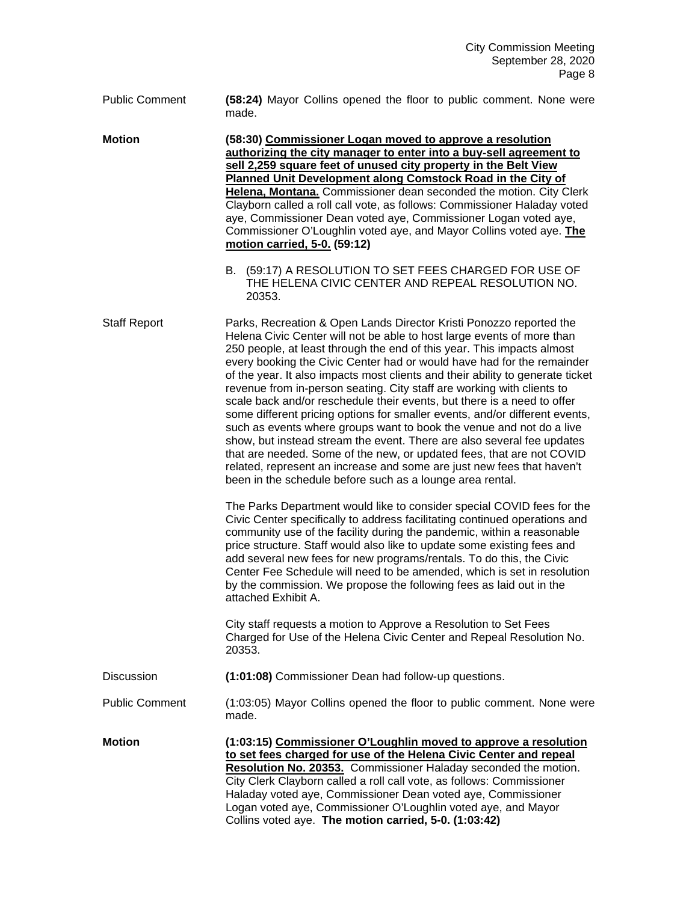Public Comment **(58:24)** Mayor Collins opened the floor to public comment. None were made.

**Motion** **(58:30) <u>Commissioner Logan moved to approve a resolution authorizing the city manager to enter into a buy-sell agreement to sell 2,259 square feet of unused city property in the Belt View Planned Unit Development along Comstock Road in the City of Helena, Montana.</u>** Commissioner dean seconded the motion. City Clerk Clayborn called a roll call vote, as follows: Commissioner Haladay voted aye, Commissioner Dean voted aye, Commissioner Logan voted aye, Commissioner O'Loughlin voted aye, and Mayor Collins voted aye. **<u>The motion carried, 5-0.</u> (59:12)**

B. (59:17) A RESOLUTION TO SET FEES CHARGED FOR USE OF THE HELENA CIVIC CENTER AND REPEAL RESOLUTION NO. 20353.

Staff Report Parks, Recreation & Open Lands Director Kristi Ponozzo reported the Helena Civic Center will not be able to host large events of more than 250 people, at least through the end of this year. This impacts almost every booking the Civic Center had or would have had for the remainder of the year. It also impacts most clients and their ability to generate ticket revenue from in-person seating. City staff are working with clients to scale back and/or reschedule their events, but there is a need to offer some different pricing options for smaller events, and/or different events, such as events where groups want to book the venue and not do a live show, but instead stream the event. There are also several fee updates that are needed. Some of the new, or updated fees, that are not COVID related, represent an increase and some are just new fees that haven't been in the schedule before such as a lounge area rental.

The Parks Department would like to consider special COVID fees for the Civic Center specifically to address facilitating continued operations and community use of the facility during the pandemic, within a reasonable price structure. Staff would also like to update some existing fees and add several new fees for new programs/rentals. To do this, the Civic Center Fee Schedule will need to be amended, which is set in resolution by the commission. We propose the following fees as laid out in the attached Exhibit A.

City staff requests a motion to Approve a Resolution to Set Fees Charged for Use of the Helena Civic Center and Repeal Resolution No. 20353.

Discussion **(1:01:08)** Commissioner Dean had follow-up questions.

Public Comment (1:03:05) Mayor Collins opened the floor to public comment. None were made.

**Motion** **(1:03:15) <u>Commissioner O'Loughlin moved to approve a resolution to set fees charged for use of the Helena Civic Center and repeal Resolution No. 20353.</u>** Commissioner Haladay seconded the motion. City Clerk Clayborn called a roll call vote, as follows: Commissioner Haladay voted aye, Commissioner Dean voted aye, Commissioner Logan voted aye, Commissioner O'Loughlin voted aye, and Mayor Collins voted aye. **The motion carried, 5-0. (1:03:42)**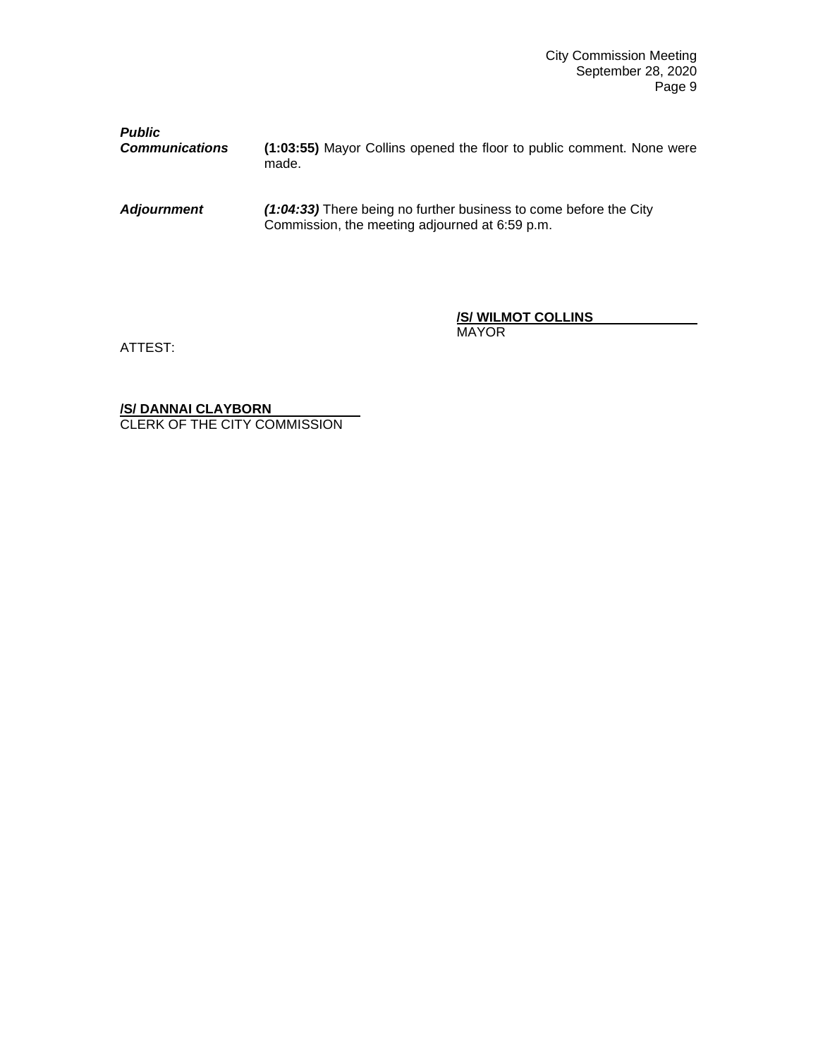***Public Communications*** **(1:03:55)** Mayor Collins opened the floor to public comment. None were made.

***Adjournment*** ***(1:04:33)*** There being no further business to come before the City Commission, the meeting adjourned at 6:59 p.m.

**/S/ WILMOT COLLINS**
MAYOR

ATTEST:

**/S/ DANNAI CLAYBORN**
CLERK OF THE CITY COMMISSION